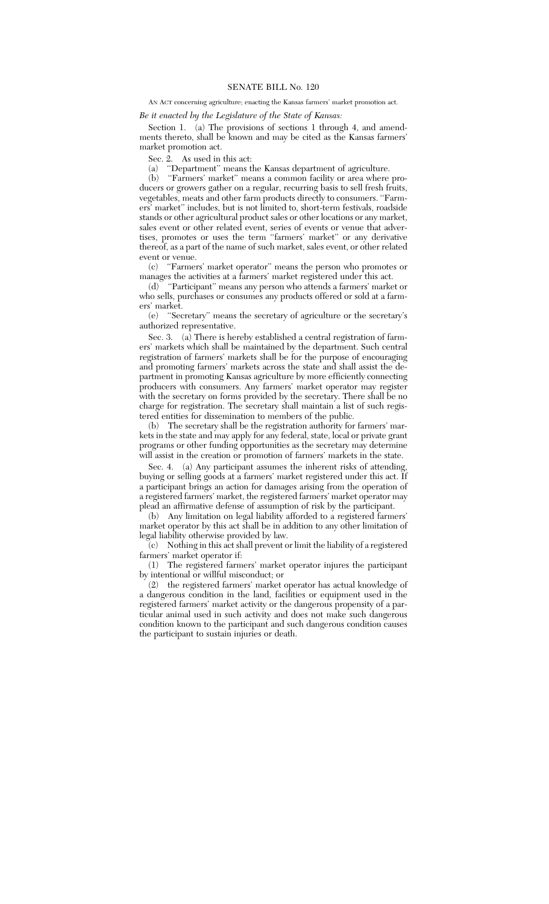# SENATE BILL No. 120

AN ACT concerning agriculture; enacting the Kansas farmers' market promotion act.

*Be it enacted by the Legislature of the State of Kansas:*

Section 1. (a) The provisions of sections 1 through 4, and amendments thereto, shall be known and may be cited as the Kansas farmers' market promotion act.

Sec. 2. As used in this act:

(a) ''Department'' means the Kansas department of agriculture.

(b) ''Farmers' market'' means a common facility or area where producers or growers gather on a regular, recurring basis to sell fresh fruits, vegetables, meats and other farm products directly to consumers. ''Farmers' market'' includes, but is not limited to, short-term festivals, roadside stands or other agricultural product sales or other locations or any market, sales event or other related event, series of events or venue that advertises, promotes or uses the term ''farmers' market'' or any derivative thereof, as a part of the name of such market, sales event, or other related event or venue.

(c) ''Farmers' market operator'' means the person who promotes or manages the activities at a farmers' market registered under this act.

(d) ''Participant'' means any person who attends a farmers' market or who sells, purchases or consumes any products offered or sold at a farmers' market.

(e) ''Secretary'' means the secretary of agriculture or the secretary's authorized representative.

Sec. 3. (a) There is hereby established a central registration of farmers' markets which shall be maintained by the department. Such central registration of farmers' markets shall be for the purpose of encouraging and promoting farmers' markets across the state and shall assist the department in promoting Kansas agriculture by more efficiently connecting producers with consumers. Any farmers' market operator may register with the secretary on forms provided by the secretary. There shall be no charge for registration. The secretary shall maintain a list of such registered entities for dissemination to members of the public.

(b) The secretary shall be the registration authority for farmers' markets in the state and may apply for any federal, state, local or private grant programs or other funding opportunities as the secretary may determine will assist in the creation or promotion of farmers' markets in the state.

Sec. 4. (a) Any participant assumes the inherent risks of attending, buying or selling goods at a farmers' market registered under this act. If a participant brings an action for damages arising from the operation of a registered farmers' market, the registered farmers' market operator may plead an affirmative defense of assumption of risk by the participant.

(b) Any limitation on legal liability afforded to a registered farmers' market operator by this act shall be in addition to any other limitation of legal liability otherwise provided by law.

(c) Nothing in this act shall prevent or limit the liability of a registered farmers' market operator if:

(1) The registered farmers' market operator injures the participant by intentional or willful misconduct; or

(2) the registered farmers' market operator has actual knowledge of a dangerous condition in the land, facilities or equipment used in the registered farmers' market activity or the dangerous propensity of a particular animal used in such activity and does not make such dangerous condition known to the participant and such dangerous condition causes the participant to sustain injuries or death.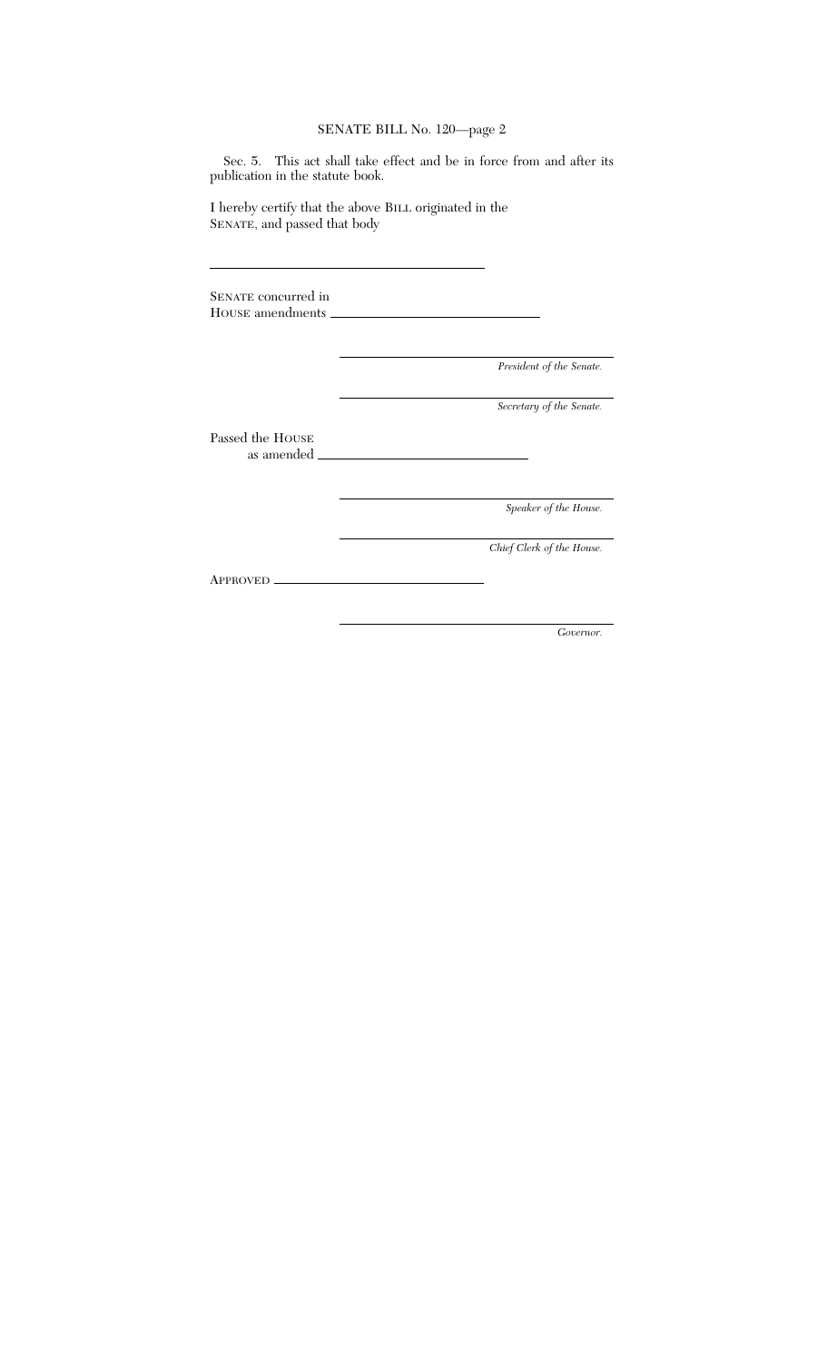# SENATE BILL No. 120—page 2

Sec. 5. This act shall take effect and be in force from and after its publication in the statute book.

I hereby certify that the above BILL originated in the SENATE, and passed that body

\_\_\_\_\_\_\_\_\_\_\_\_\_\_\_\_\_\_\_\_\_\_\_\_\_\_\_\_\_\_

SENATE concurred in
HOUSE amendments \_\_\_\_\_\_\_\_\_\_\_\_\_\_\_\_\_\_\_\_\_\_\_\_

\_\_\_\_\_\_\_\_\_\_\_\_\_\_\_\_\_\_\_\_\_\_\_\_
*President of the Senate.*

\_\_\_\_\_\_\_\_\_\_\_\_\_\_\_\_\_\_\_\_\_\_\_\_
*Secretary of the Senate.*

Passed the HOUSE
as amended \_\_\_\_\_\_\_\_\_\_\_\_\_\_\_\_\_\_\_\_\_\_\_\_

\_\_\_\_\_\_\_\_\_\_\_\_\_\_\_\_\_\_\_\_\_\_\_\_
*Speaker of the House.*

\_\_\_\_\_\_\_\_\_\_\_\_\_\_\_\_\_\_\_\_\_\_\_\_
*Chief Clerk of the House.*

APPROVED \_\_\_\_\_\_\_\_\_\_\_\_\_\_\_\_\_\_\_\_\_\_\_\_

\_\_\_\_\_\_\_\_\_\_\_\_\_\_\_\_\_\_\_\_\_\_\_\_
*Governor.*